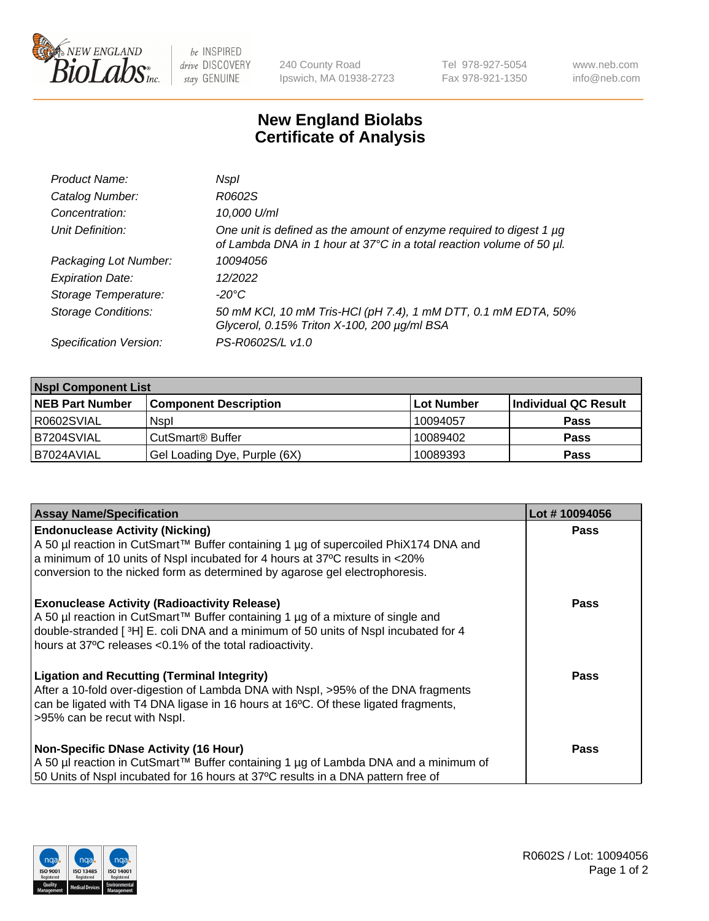240 County Road
Ipswich, MA 01938-2723

Tel 978-927-5054
Fax 978-921-1350

www.neb.com
info@neb.com

# New England Biolabs
# Certificate of Analysis

| | |
|---|---|
| *Product Name:* | *NspI* |
| *Catalog Number:* | *R0602S* |
| *Concentration:* | *10,000 U/ml* |
| *Unit Definition:* | *One unit is defined as the amount of enzyme required to digest 1 µg of Lambda DNA in 1 hour at 37°C in a total reaction volume of 50 µl.* |
| *Packaging Lot Number:* | *10094056* |
| *Expiration Date:* | *12/2022* |
| *Storage Temperature:* | *-20°C* |
| *Storage Conditions:* | *50 mM KCl, 10 mM Tris-HCl (pH 7.4), 1 mM DTT, 0.1 mM EDTA, 50% Glycerol, 0.15% Triton X-100, 200 µg/ml BSA* |
| *Specification Version:* | *PS-R0602S/L v1.0* |

| NspI Component List | | | |
|---|---|---|---|
| **NEB Part Number** | **Component Description** | **Lot Number** | **Individual QC Result** |
| R0602SVIAL | NspI | 10094057 | **Pass** |
| B7204SVIAL | CutSmart® Buffer | 10089402 | **Pass** |
| B7024AVIAL | Gel Loading Dye, Purple (6X) | 10089393 | **Pass** |

| Assay Name/Specification | Lot # 10094056 |
|---|---|
| **Endonuclease Activity (Nicking)**<br>A 50 µl reaction in CutSmart™ Buffer containing 1 µg of supercoiled PhiX174 DNA and a minimum of 10 units of NspI incubated for 4 hours at 37ºC results in <20% conversion to the nicked form as determined by agarose gel electrophoresis. | **Pass** |
| **Exonuclease Activity (Radioactivity Release)**<br>A 50 µl reaction in CutSmart™ Buffer containing 1 µg of a mixture of single and double-stranded [ $^{3}$H] E. coli DNA and a minimum of 50 units of NspI incubated for 4 hours at 37ºC releases <0.1% of the total radioactivity. | **Pass** |
| **Ligation and Recutting (Terminal Integrity)**<br>After a 10-fold over-digestion of Lambda DNA with NspI, >95% of the DNA fragments can be ligated with T4 DNA ligase in 16 hours at 16ºC. Of these ligated fragments, >95% can be recut with NspI. | **Pass** |
| **Non-Specific DNase Activity (16 Hour)**<br>A 50 µl reaction in CutSmart™ Buffer containing 1 µg of Lambda DNA and a minimum of 50 Units of NspI incubated for 16 hours at 37ºC results in a DNA pattern free of | **Pass** |

R0602S / Lot: 10094056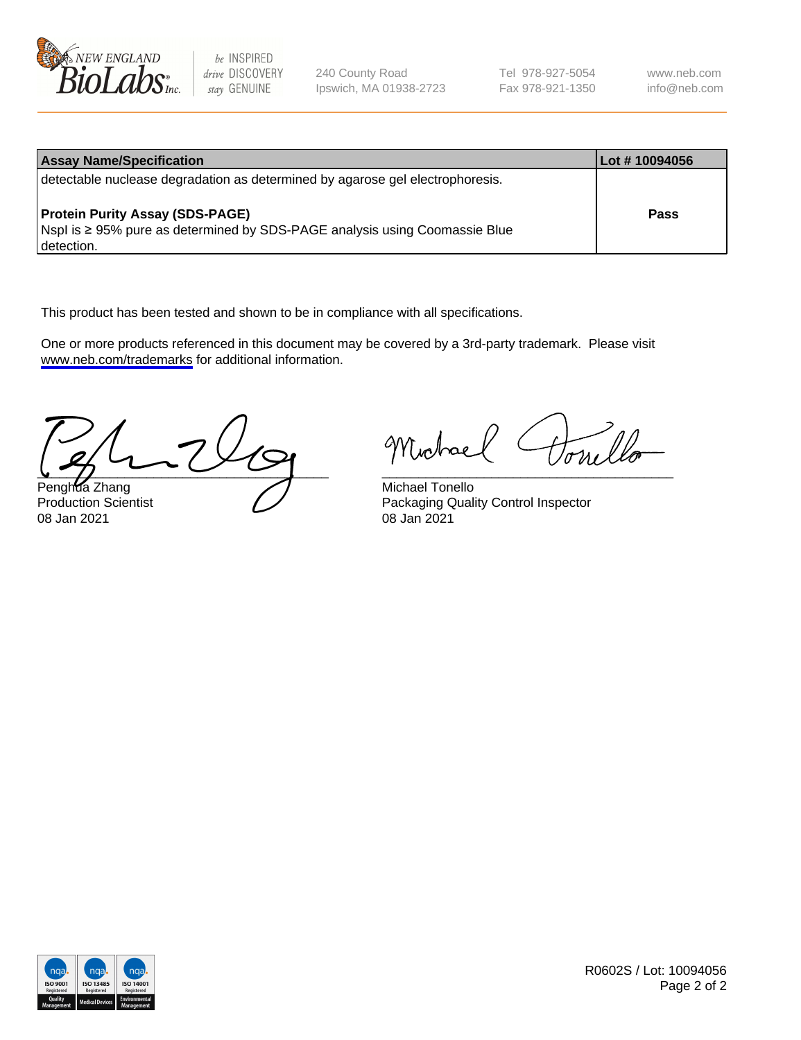| Assay Name/Specification | Lot # 10094056 |
| --- | --- |
| detectable nuclease degradation as determined by agarose gel electrophoresis. | |
| **Protein Purity Assay (SDS-PAGE)**<br>NspI is ≥ 95% pure as determined by SDS-PAGE analysis using Coomassie Blue detection. | **Pass** |

This product has been tested and shown to be in compliance with all specifications.

One or more products referenced in this document may be covered by a 3rd-party trademark. Please visit www.neb.com/trademarks for additional information.

Penghua Zhang
Production Scientist
08 Jan 2021

Michael Tonello
Packaging Quality Control Inspector
08 Jan 2021

R0602S / Lot: 10094056